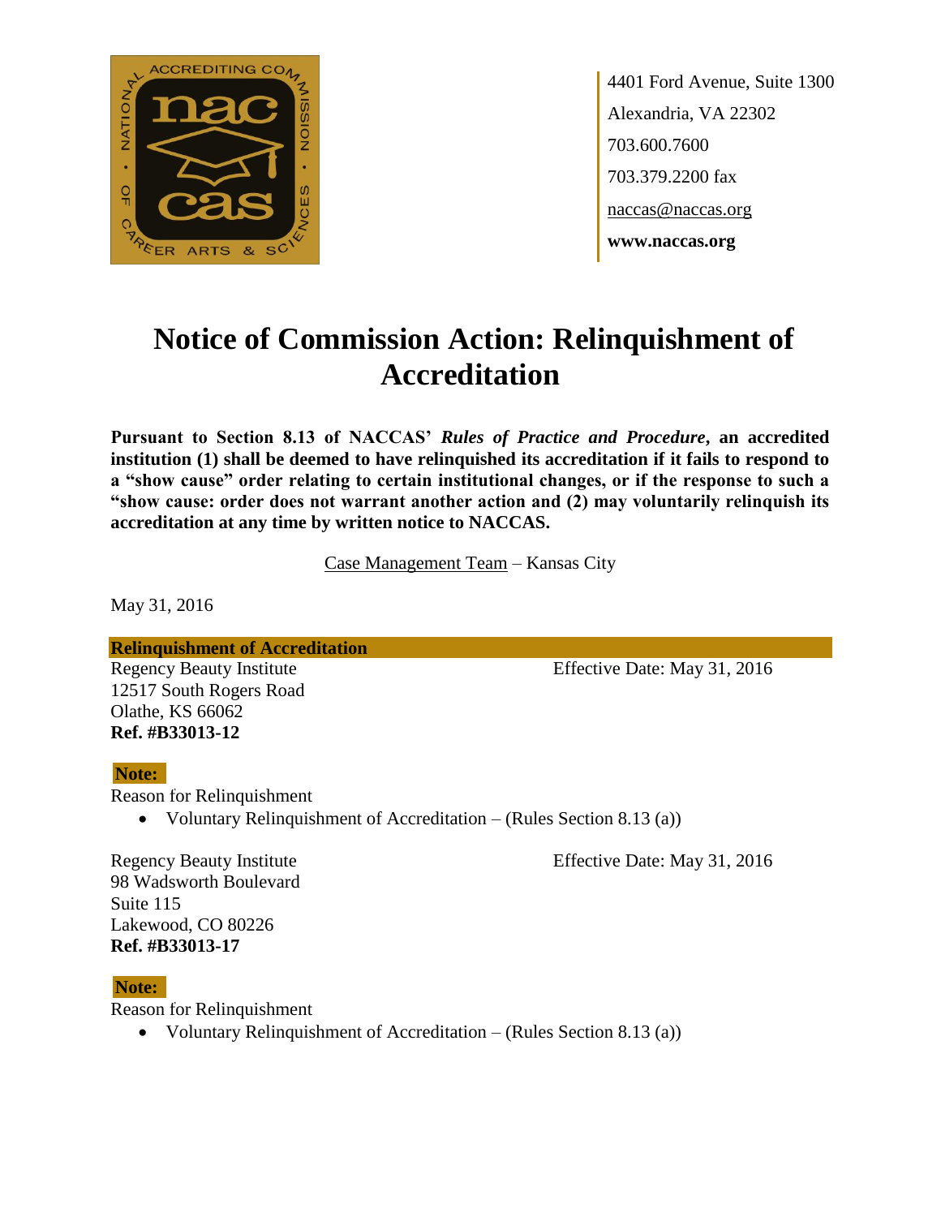4401 Ford Avenue, Suite 1300
Alexandria, VA 22302
703.600.7600
703.379.2200 fax
naccas@naccas.org
**www.naccas.org**

# Notice of Commission Action: Relinquishment of Accreditation

**Pursuant to Section 8.13 of NACCAS' *Rules of Practice and Procedure*, an accredited institution (1) shall be deemed to have relinquished its accreditation if it fails to respond to a "show cause" order relating to certain institutional changes, or if the response to such a "show cause: order does not warrant another action and (2) may voluntarily relinquish its accreditation at any time by written notice to NACCAS.**

Case Management Team – Kansas City

May 31, 2016

**Relinquishment of Accreditation**

Regency Beauty Institute
12517 South Rogers Road
Olathe, KS 66062
**Ref. #B33013-12**

Effective Date: May 31, 2016

**Note:**

Reason for Relinquishment

- Voluntary Relinquishment of Accreditation – (Rules Section 8.13 (a))

Regency Beauty Institute
98 Wadsworth Boulevard
Suite 115
Lakewood, CO 80226
**Ref. #B33013-17**

Effective Date: May 31, 2016

**Note:**

Reason for Relinquishment

- Voluntary Relinquishment of Accreditation – (Rules Section 8.13 (a))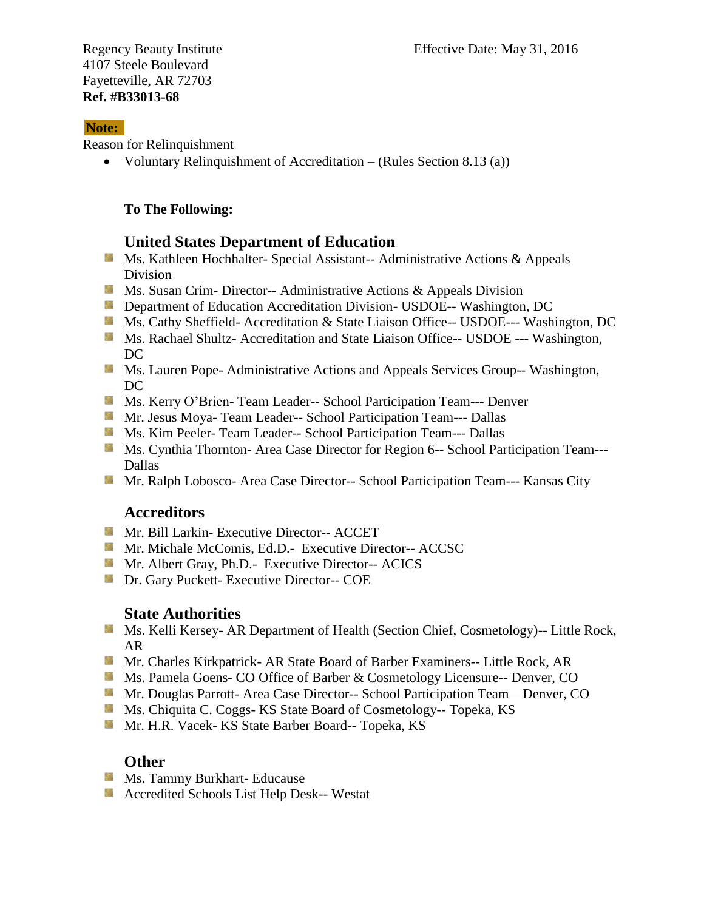Regency Beauty Institute
4107 Steele Boulevard
Fayetteville, AR 72703
**Ref. #B33013-68**

Effective Date: May 31, 2016

**Note:**

Reason for Relinquishment

- Voluntary Relinquishment of Accreditation – (Rules Section 8.13 (a))

**To The Following:**

## United States Department of Education

- Ms. Kathleen Hochhalter- Special Assistant-- Administrative Actions & Appeals Division
- Ms. Susan Crim- Director-- Administrative Actions & Appeals Division
- Department of Education Accreditation Division- USDOE-- Washington, DC
- Ms. Cathy Sheffield- Accreditation & State Liaison Office-- USDOE--- Washington, DC
- Ms. Rachael Shultz- Accreditation and State Liaison Office-- USDOE --- Washington, DC
- Ms. Lauren Pope- Administrative Actions and Appeals Services Group-- Washington, DC
- Ms. Kerry O'Brien- Team Leader-- School Participation Team--- Denver
- Mr. Jesus Moya- Team Leader-- School Participation Team--- Dallas
- Ms. Kim Peeler- Team Leader-- School Participation Team--- Dallas
- Ms. Cynthia Thornton- Area Case Director for Region 6-- School Participation Team--- Dallas
- Mr. Ralph Lobosco- Area Case Director-- School Participation Team--- Kansas City

## Accreditors

- Mr. Bill Larkin- Executive Director-- ACCET
- Mr. Michale McComis, Ed.D.- Executive Director-- ACCSC
- Mr. Albert Gray, Ph.D.- Executive Director-- ACICS
- Dr. Gary Puckett- Executive Director-- COE

## State Authorities

- Ms. Kelli Kersey- AR Department of Health (Section Chief, Cosmetology)-- Little Rock, AR
- Mr. Charles Kirkpatrick- AR State Board of Barber Examiners-- Little Rock, AR
- Ms. Pamela Goens- CO Office of Barber & Cosmetology Licensure-- Denver, CO
- Mr. Douglas Parrott- Area Case Director-- School Participation Team—Denver, CO
- Ms. Chiquita C. Coggs- KS State Board of Cosmetology-- Topeka, KS
- Mr. H.R. Vacek- KS State Barber Board-- Topeka, KS

## Other

- Ms. Tammy Burkhart- Educause
- Accredited Schools List Help Desk-- Westat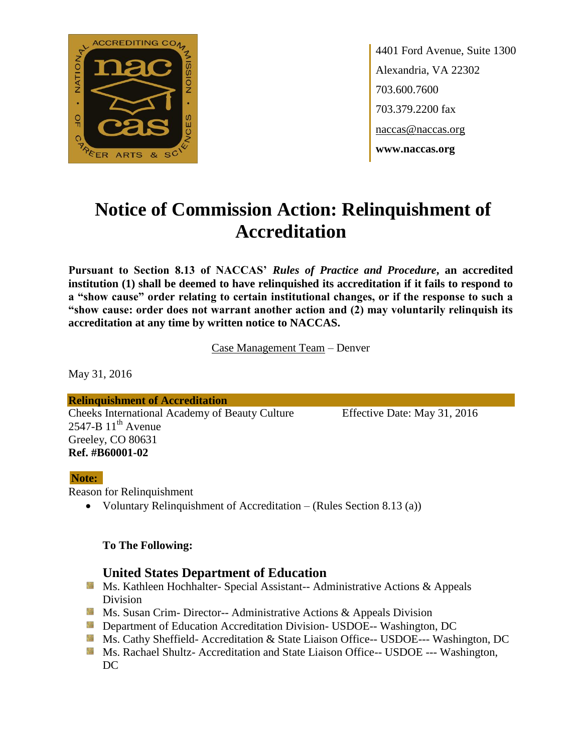4401 Ford Avenue, Suite 1300
Alexandria, VA 22302
703.600.7600
703.379.2200 fax
naccas@naccas.org
**www.naccas.org**

# Notice of Commission Action: Relinquishment of Accreditation

**Pursuant to Section 8.13 of NACCAS' *Rules of Practice and Procedure*, an accredited institution (1) shall be deemed to have relinquished its accreditation if it fails to respond to a "show cause" order relating to certain institutional changes, or if the response to such a "show cause: order does not warrant another action and (2) may voluntarily relinquish its accreditation at any time by written notice to NACCAS.**

Case Management Team – Denver

May 31, 2016

**Relinquishment of Accreditation**

Cheeks International Academy of Beauty Culture
2547-B 11th Avenue
Greeley, CO 80631
**Ref. #B60001-02**

Effective Date: May 31, 2016

**Note:**

Reason for Relinquishment

- Voluntary Relinquishment of Accreditation – (Rules Section 8.13 (a))

**To The Following:**

### United States Department of Education

- Ms. Kathleen Hochhalter- Special Assistant-- Administrative Actions & Appeals Division
- Ms. Susan Crim- Director-- Administrative Actions & Appeals Division
- Department of Education Accreditation Division- USDOE-- Washington, DC
- Ms. Cathy Sheffield- Accreditation & State Liaison Office-- USDOE--- Washington, DC
- Ms. Rachael Shultz- Accreditation and State Liaison Office-- USDOE --- Washington, DC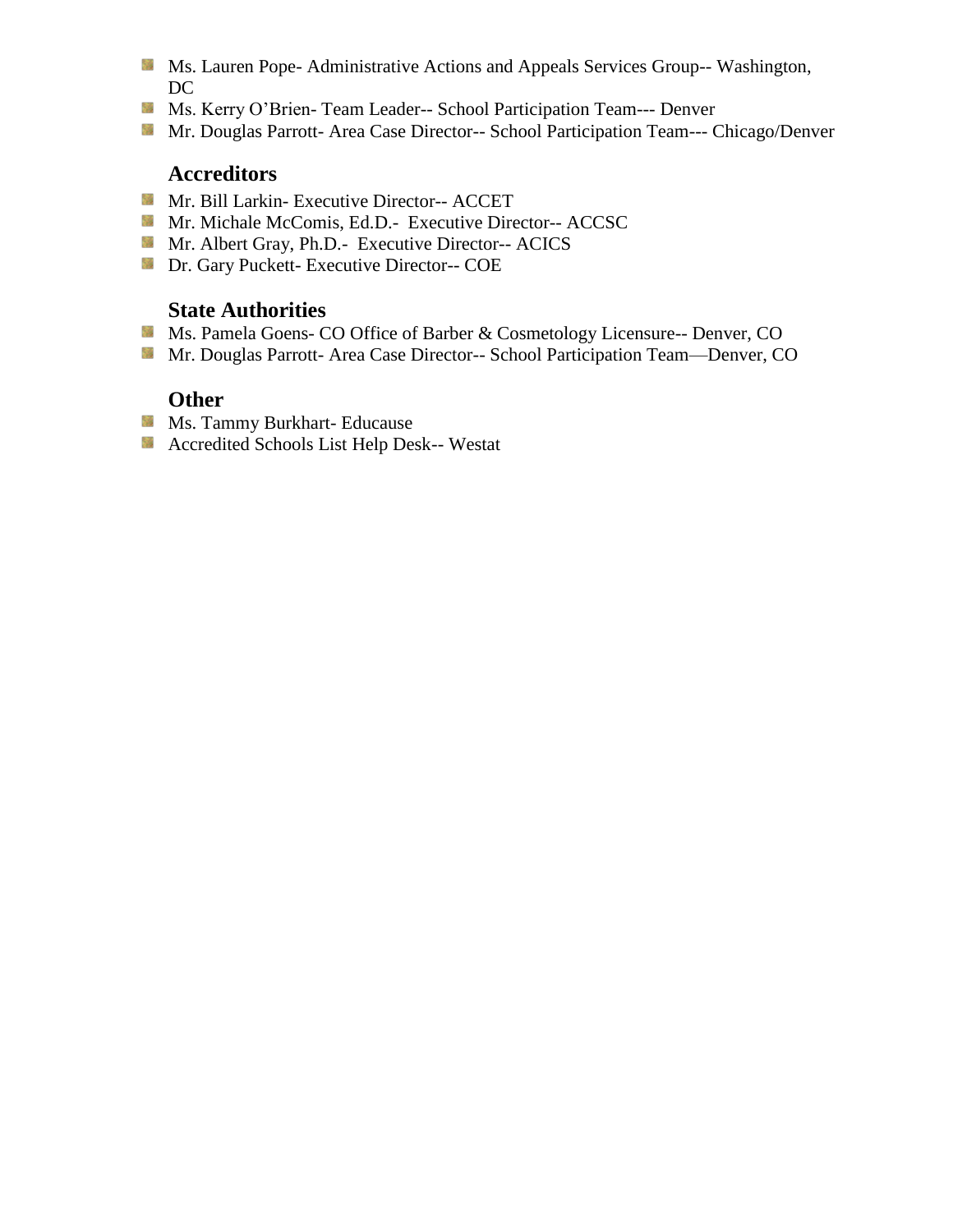- Ms. Lauren Pope- Administrative Actions and Appeals Services Group-- Washington, DC
- Ms. Kerry O'Brien- Team Leader-- School Participation Team--- Denver
- Mr. Douglas Parrott- Area Case Director-- School Participation Team--- Chicago/Denver

### Accreditors

- Mr. Bill Larkin- Executive Director-- ACCET
- Mr. Michale McComis, Ed.D.- Executive Director-- ACCSC
- Mr. Albert Gray, Ph.D.- Executive Director-- ACICS
- Dr. Gary Puckett- Executive Director-- COE

### State Authorities

- Ms. Pamela Goens- CO Office of Barber & Cosmetology Licensure-- Denver, CO
- Mr. Douglas Parrott- Area Case Director-- School Participation Team—Denver, CO

### Other

- Ms. Tammy Burkhart- Educause
- Accredited Schools List Help Desk-- Westat